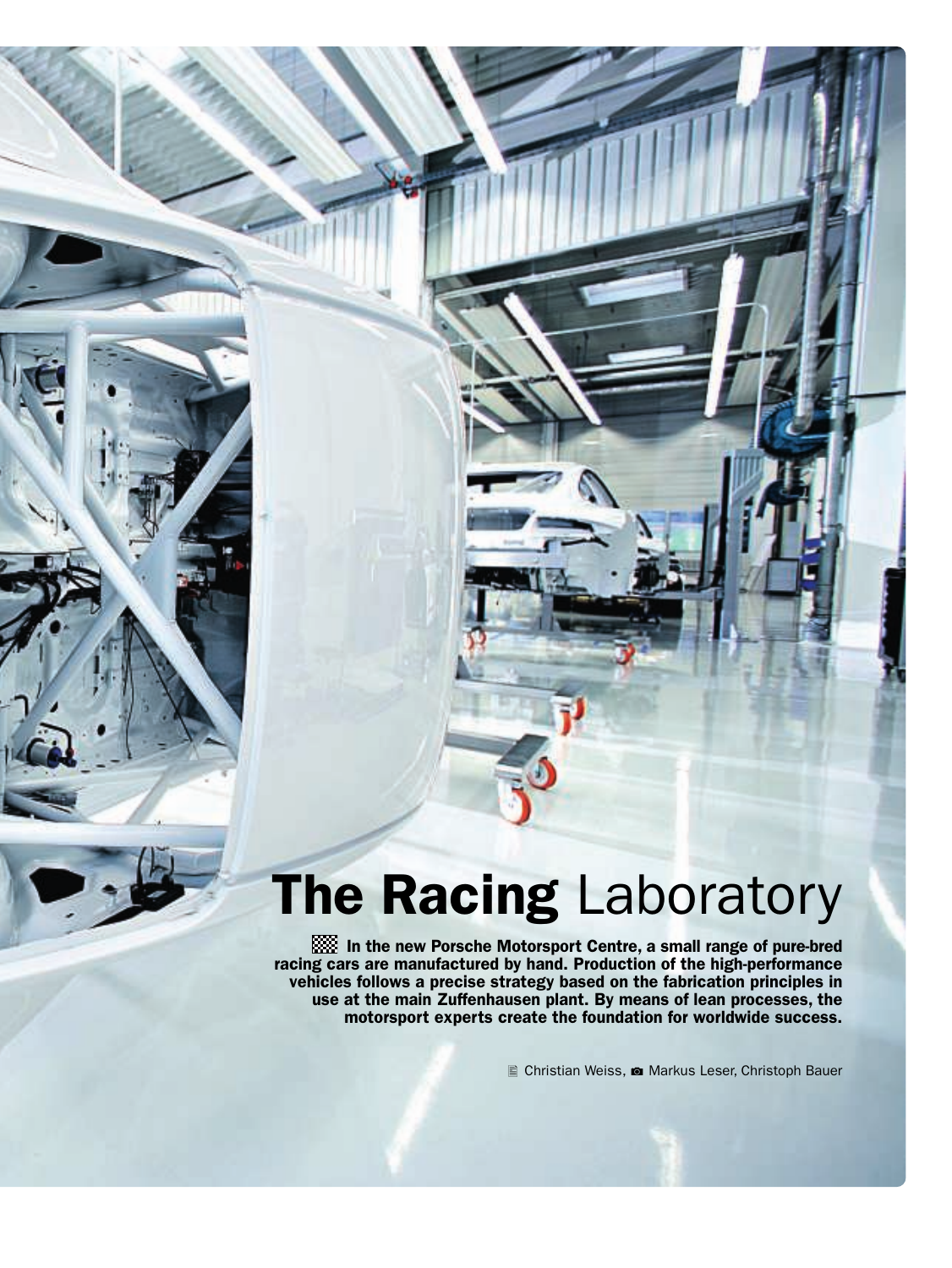# **The Racing** Laboratory

**In the new Porsche Motorsport Centre, a small range of pure-bred racing cars are manufactured by hand. Production of the high-performance vehicles follows a precise strategy based on the fabrication principles in use at the main Zuffenhausen plant. By means of lean processes, the motorsport experts create the foundation for worldwide success.**

Christian Weiss, Markus Leser, Christoph Bauer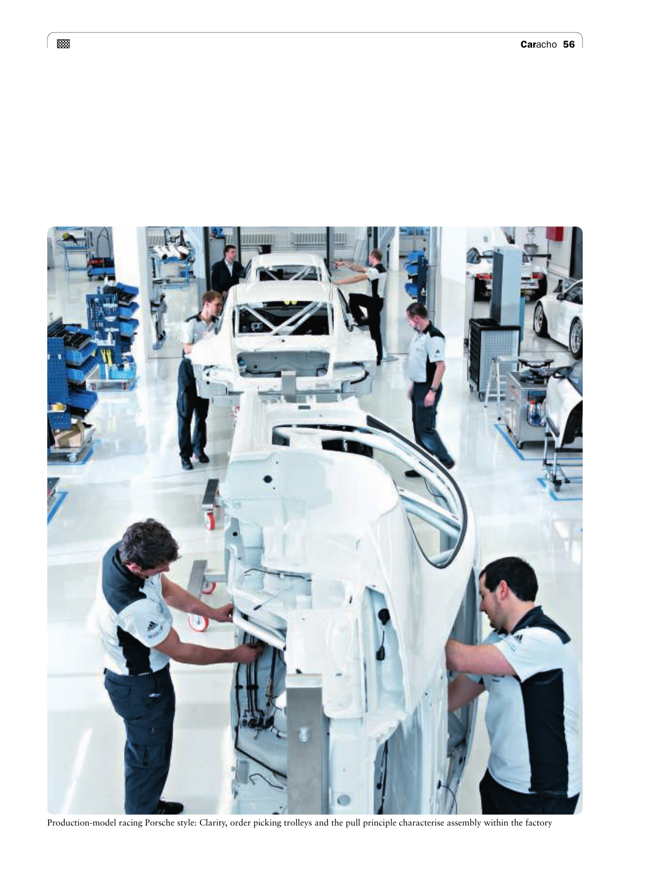Production-model racing Porsche style: Clarity, order picking trolleys and the pull principle characterise assembly within the factory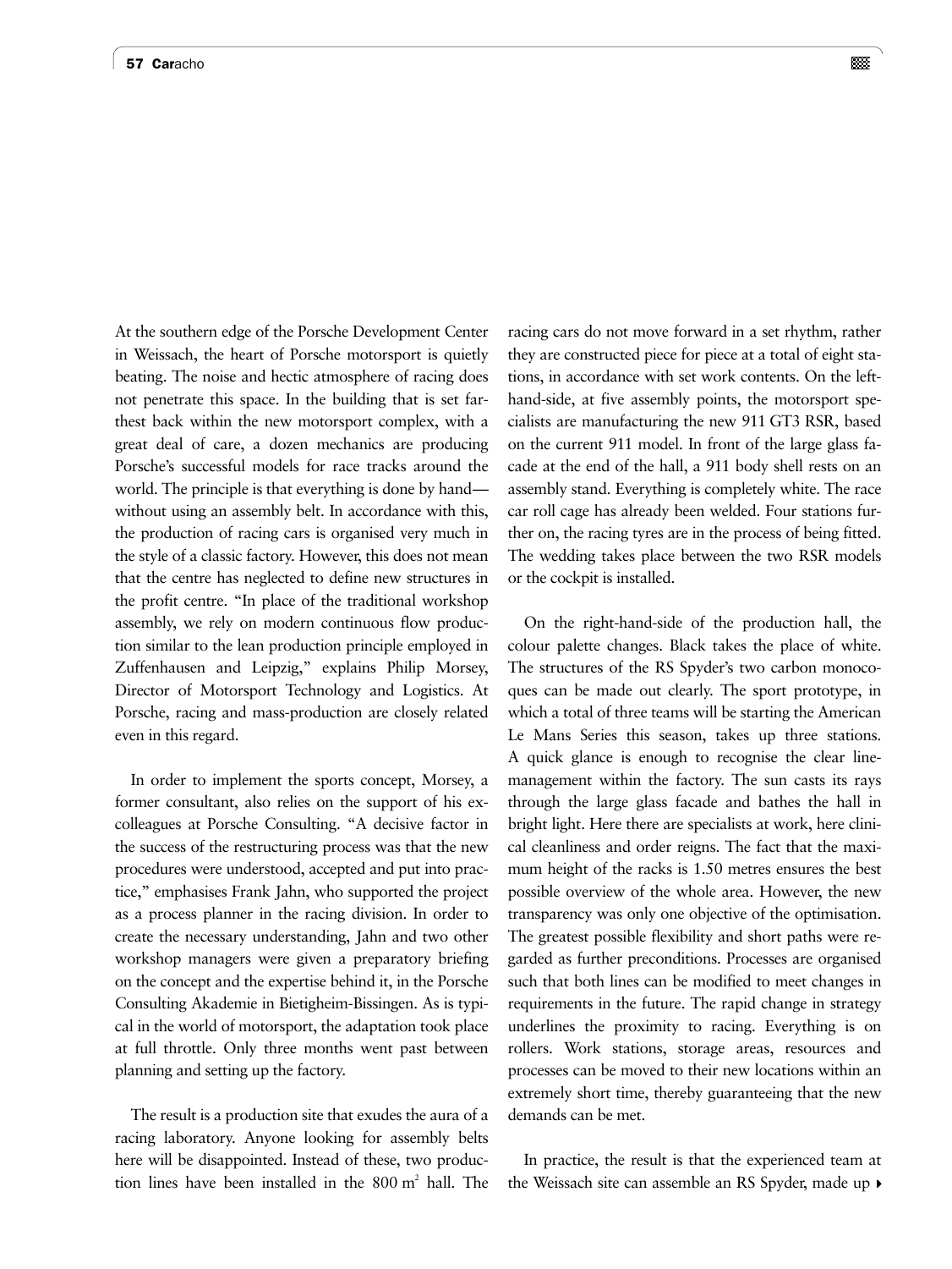At the southern edge of the Porsche Development Center in Weissach, the heart of Porsche motorsport is quietly beating. The noise and hectic atmosphere of racing does not penetrate this space. In the building that is set farthest back within the new motorsport complex, with a great deal of care, a dozen mechanics are producing Porsche's successful models for race tracks around the world. The principle is that everything is done by hand—without using an assembly belt. In accordance with this, the production of racing cars is organised very much in the style of a classic factory. However, this does not mean that the centre has neglected to define new structures in the profit centre. "In place of the traditional workshop assembly, we rely on modern continuous flow production similar to the lean production principle employed in Zuffenhausen and Leipzig," explains Philip Morsey, Director of Motorsport Technology and Logistics. At Porsche, racing and mass-production are closely related even in this regard.

In order to implement the sports concept, Morsey, a former consultant, also relies on the support of his ex-colleagues at Porsche Consulting. "A decisive factor in the success of the restructuring process was that the new procedures were understood, accepted and put into practice," emphasises Frank Jahn, who supported the project as a process planner in the racing division. In order to create the necessary understanding, Jahn and two other workshop managers were given a preparatory briefing on the concept and the expertise behind it, in the Porsche Consulting Akademie in Bietigheim-Bissingen. As is typical in the world of motorsport, the adaptation took place at full throttle. Only three months went past between planning and setting up the factory.

The result is a production site that exudes the aura of a racing laboratory. Anyone looking for assembly belts here will be disappointed. Instead of these, two production lines have been installed in the 800 m² hall. The racing cars do not move forward in a set rhythm, rather they are constructed piece for piece at a total of eight stations, in accordance with set work contents. On the left-hand-side, at five assembly points, the motorsport specialists are manufacturing the new 911 GT3 RSR, based on the current 911 model. In front of the large glass facade at the end of the hall, a 911 body shell rests on an assembly stand. Everything is completely white. The race car roll cage has already been welded. Four stations further on, the racing tyres are in the process of being fitted. The wedding takes place between the two RSR models or the cockpit is installed.

On the right-hand-side of the production hall, the colour palette changes. Black takes the place of white. The structures of the RS Spyder's two carbon monocoques can be made out clearly. The sport prototype, in which a total of three teams will be starting the American Le Mans Series this season, takes up three stations. A quick glance is enough to recognise the clear line-management within the factory. The sun casts its rays through the large glass facade and bathes the hall in bright light. Here there are specialists at work, here clinical cleanliness and order reigns. The fact that the maximum height of the racks is 1.50 metres ensures the best possible overview of the whole area. However, the new transparency was only one objective of the optimisation. The greatest possible flexibility and short paths were regarded as further preconditions. Processes are organised such that both lines can be modified to meet changes in requirements in the future. The rapid change in strategy underlines the proximity to racing. Everything is on rollers. Work stations, storage areas, resources and processes can be moved to their new locations within an extremely short time, thereby guaranteeing that the new demands can be met.

In practice, the result is that the experienced team at the Weissach site can assemble an RS Spyder, made up ▸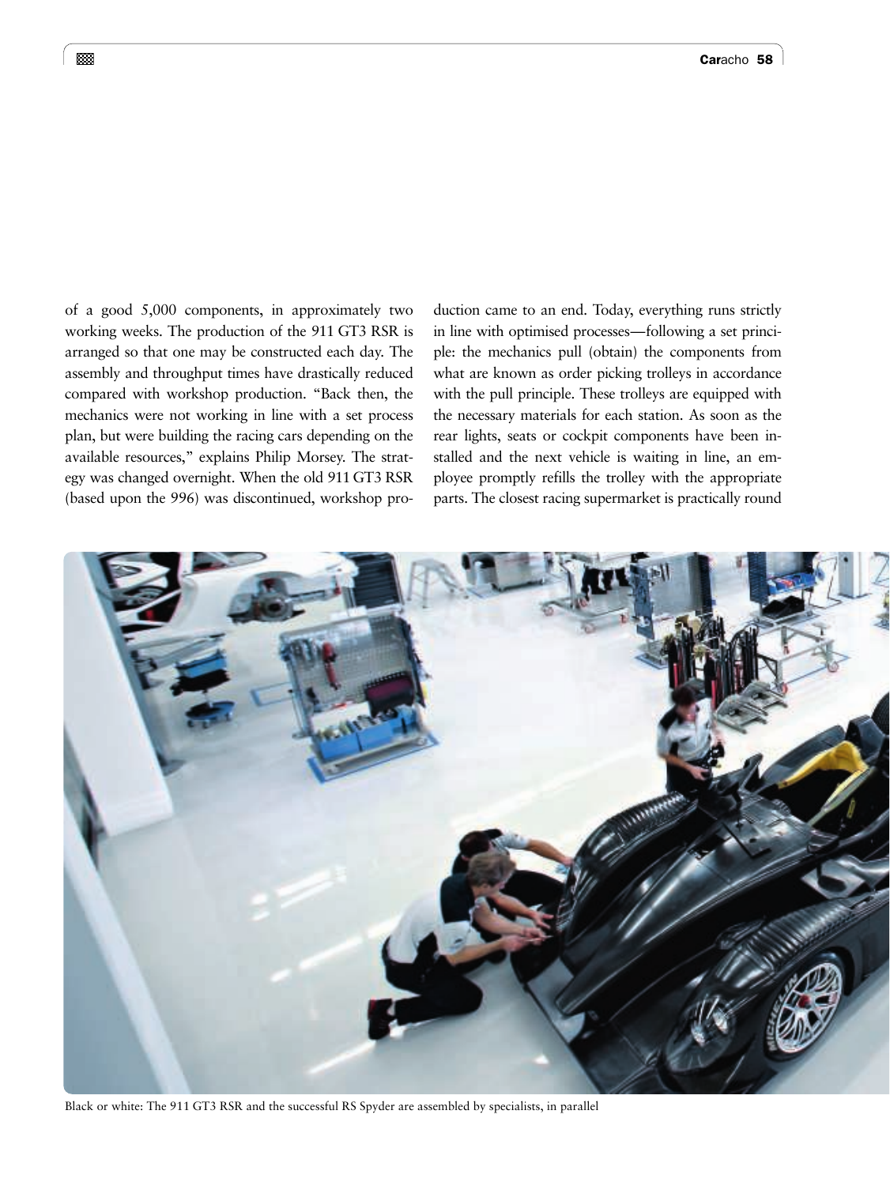of a good 5,000 components, in approximately two working weeks. The production of the 911 GT3 RSR is arranged so that one may be constructed each day. The assembly and throughput times have drastically reduced compared with workshop production. "Back then, the mechanics were not working in line with a set process plan, but were building the racing cars depending on the available resources," explains Philip Morsey. The strategy was changed overnight. When the old 911 GT3 RSR (based upon the 996) was discontinued, workshop production came to an end. Today, everything runs strictly in line with optimised processes—following a set principle: the mechanics pull (obtain) the components from what are known as order picking trolleys in accordance with the pull principle. These trolleys are equipped with the necessary materials for each station. As soon as the rear lights, seats or cockpit components have been installed and the next vehicle is waiting in line, an employee promptly refills the trolley with the appropriate parts. The closest racing supermarket is practically round

Black or white: The 911 GT3 RSR and the successful RS Spyder are assembled by specialists, in parallel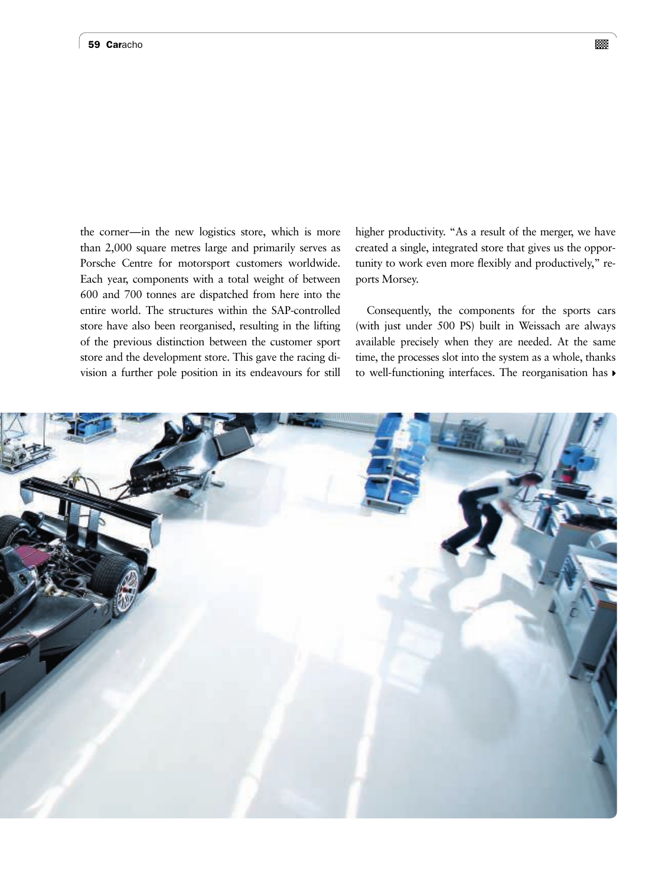the corner—in the new logistics store, which is more than 2,000 square metres large and primarily serves as Porsche Centre for motorsport customers worldwide. Each year, components with a total weight of between 600 and 700 tonnes are dispatched from here into the entire world. The structures within the SAP-controlled store have also been reorganised, resulting in the lifting of the previous distinction between the customer sport store and the development store. This gave the racing division a further pole position in its endeavours for still higher productivity. "As a result of the merger, we have created a single, integrated store that gives us the opportunity to work even more flexibly and productively," reports Morsey.

Consequently, the components for the sports cars (with just under 500 PS) built in Weissach are always available precisely when they are needed. At the same time, the processes slot into the system as a whole, thanks to well-functioning interfaces. The reorganisation has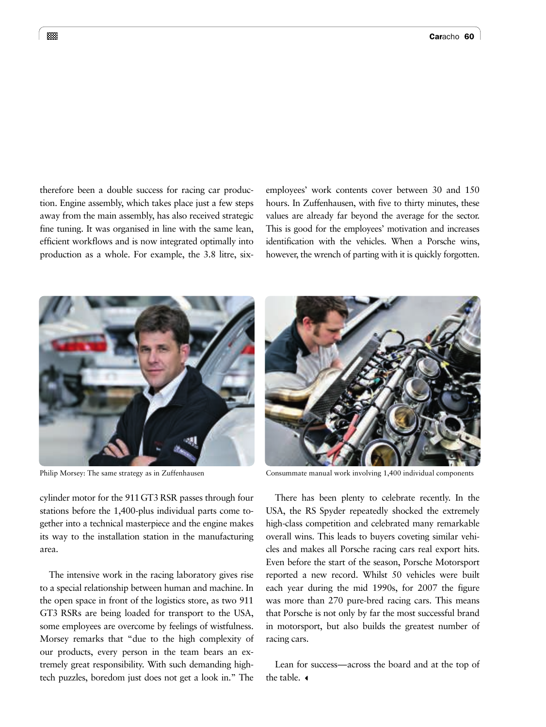therefore been a double success for racing car production. Engine assembly, which takes place just a few steps away from the main assembly, has also received strategic fine tuning. It was organised in line with the same lean, efficient workflows and is now integrated optimally into production as a whole. For example, the 3.8 litre, six-cylinder motor for the 911 GT3 RSR passes through four stations before the 1,400-plus individual parts come together into a technical masterpiece and the engine makes its way to the installation station in the manufacturing area.

The intensive work in the racing laboratory gives rise to a special relationship between human and machine. In the open space in front of the logistics store, as two 911 GT3 RSRs are being loaded for transport to the USA, some employees are overcome by feelings of wistfulness. Morsey remarks that "due to the high complexity of our products, every person in the team bears an extremely great responsibility. With such demanding high-tech puzzles, boredom just does not get a look in." The employees' work contents cover between 30 and 150 hours. In Zuffenhausen, with five to thirty minutes, these values are already far beyond the average for the sector. This is good for the employees' motivation and increases identification with the vehicles. When a Porsche wins, however, the wrench of parting with it is quickly forgotten.

Philip Morsey: The same strategy as in Zuffenhausen

Consummate manual work involving 1,400 individual components

There has been plenty to celebrate recently. In the USA, the RS Spyder repeatedly shocked the extremely high-class competition and celebrated many remarkable overall wins. This leads to buyers coveting similar vehicles and makes all Porsche racing cars real export hits. Even before the start of the season, Porsche Motorsport reported a new record. Whilst 50 vehicles were built each year during the mid 1990s, for 2007 the figure was more than 270 pure-bred racing cars. This means that Porsche is not only by far the most successful brand in motorsport, but also builds the greatest number of racing cars.

Lean for success—across the board and at the top of the table.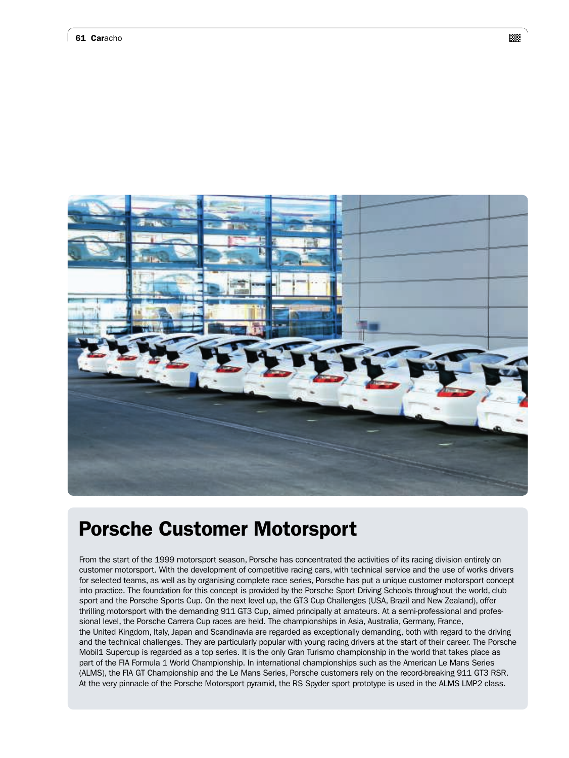# Porsche Customer Motorsport

From the start of the 1999 motorsport season, Porsche has concentrated the activities of its racing division entirely on customer motorsport. With the development of competitive racing cars, with technical service and the use of works drivers for selected teams, as well as by organising complete race series, Porsche has put a unique customer motorsport concept into practice. The foundation for this concept is provided by the Porsche Sport Driving Schools throughout the world, club sport and the Porsche Sports Cup. On the next level up, the GT3 Cup Challenges (USA, Brazil and New Zealand), offer thrilling motorsport with the demanding 911 GT3 Cup, aimed principally at amateurs. At a semi-professional and professional level, the Porsche Carrera Cup races are held. The championships in Asia, Australia, Germany, France, the United Kingdom, Italy, Japan and Scandinavia are regarded as exceptionally demanding, both with regard to the driving and the technical challenges. They are particularly popular with young racing drivers at the start of their career. The Porsche Mobil1 Supercup is regarded as a top series. It is the only Gran Turismo championship in the world that takes place as part of the FIA Formula 1 World Championship. In international championships such as the American Le Mans Series (ALMS), the FIA GT Championship and the Le Mans Series, Porsche customers rely on the record-breaking 911 GT3 RSR. At the very pinnacle of the Porsche Motorsport pyramid, the RS Spyder sport prototype is used in the ALMS LMP2 class.